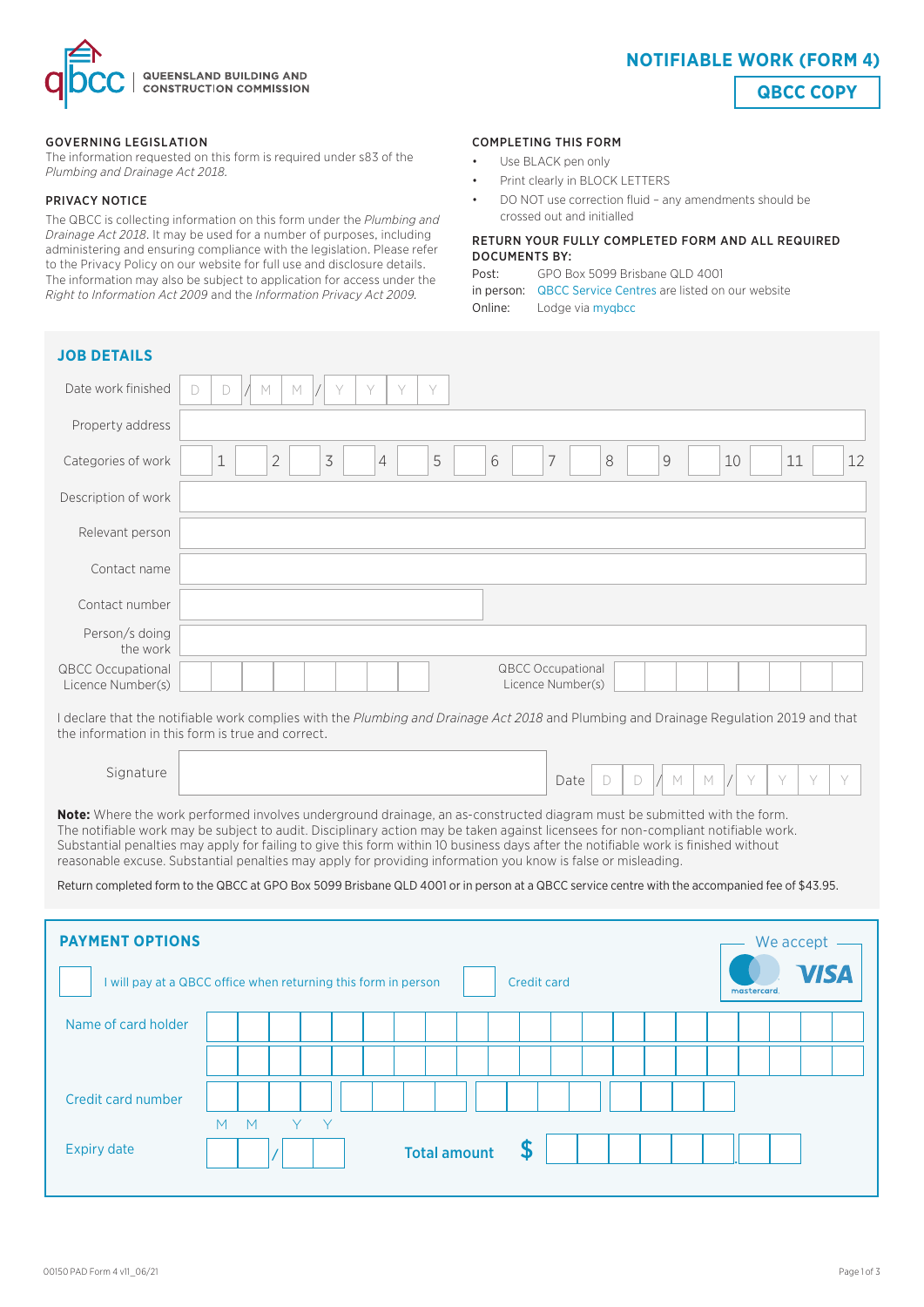QUEENSLAND BUILDING AND CONSTRUCTION COMMISSION

# NOTIFIABLE WORK (FORM 4)

**QBCC COPY**

## GOVERNING LEGISLATION

The information requested on this form is required under s83 of the *Plumbing and Drainage Act 2018.*

## PRIVACY NOTICE

The QBCC is collecting information on this form under the *Plumbing and Drainage Act 2018*. It may be used for a number of purposes, including administering and ensuring compliance with the legislation. Please refer to the Privacy Policy on our website for full use and disclosure details. The information may also be subject to application for access under the *Right to Information Act 2009* and the *Information Privacy Act 2009.*

## COMPLETING THIS FORM

- Use BLACK pen only
- Print clearly in BLOCK LETTERS
- DO NOT use correction fluid – any amendments should be crossed out and initialled

## RETURN YOUR FULLY COMPLETED FORM AND ALL REQUIRED DOCUMENTS BY:

Post: GPO Box 5099 Brisbane QLD 4001

in person: QBCC Service Centres are listed on our website

Online: Lodge via myqbcc

## JOB DETAILS

| | |
|---|---|
| Date work finished | D D / M M / Y Y Y Y |
| Property address | |
| Categories of work | ☐ 1 ☐ 2 ☐ 3 ☐ 4 ☐ 5 ☐ 6 ☐ 7 ☐ 8 ☐ 9 ☐ 10 ☐ 11 ☐ 12 |
| Description of work | |
| Relevant person | |
| Contact name | |
| Contact number | |
| Person/s doing the work | |
| QBCC Occupational Licence Number(s) | |
| QBCC Occupational Licence Number(s) | |

I declare that the notifiable work complies with the *Plumbing and Drainage Act 2018* and Plumbing and Drainage Regulation 2019 and that the information in this form is true and correct.

| | |
|---|---|
| Signature | |
| Date | D D / M M / Y Y Y Y |

**Note:** Where the work performed involves underground drainage, an as-constructed diagram must be submitted with the form. The notifiable work may be subject to audit. Disciplinary action may be taken against licensees for non-compliant notifiable work. Substantial penalties may apply for failing to give this form within 10 business days after the notifiable work is finished without reasonable excuse. Substantial penalties may apply for providing information you know is false or misleading.

Return completed form to the QBCC at GPO Box 5099 Brisbane QLD 4001 or in person at a QBCC service centre with the accompanied fee of $43.95.

## PAYMENT OPTIONS

We accept: mastercard, VISA

☐ I will pay at a QBCC office when returning this form in person ☐ Credit card

| | |
|---|---|
| Name of card holder | |
| Credit card number | |
| Expiry date | M M / Y Y |
| Total amount | $ |

00150 PAD Form 4 v11_06/21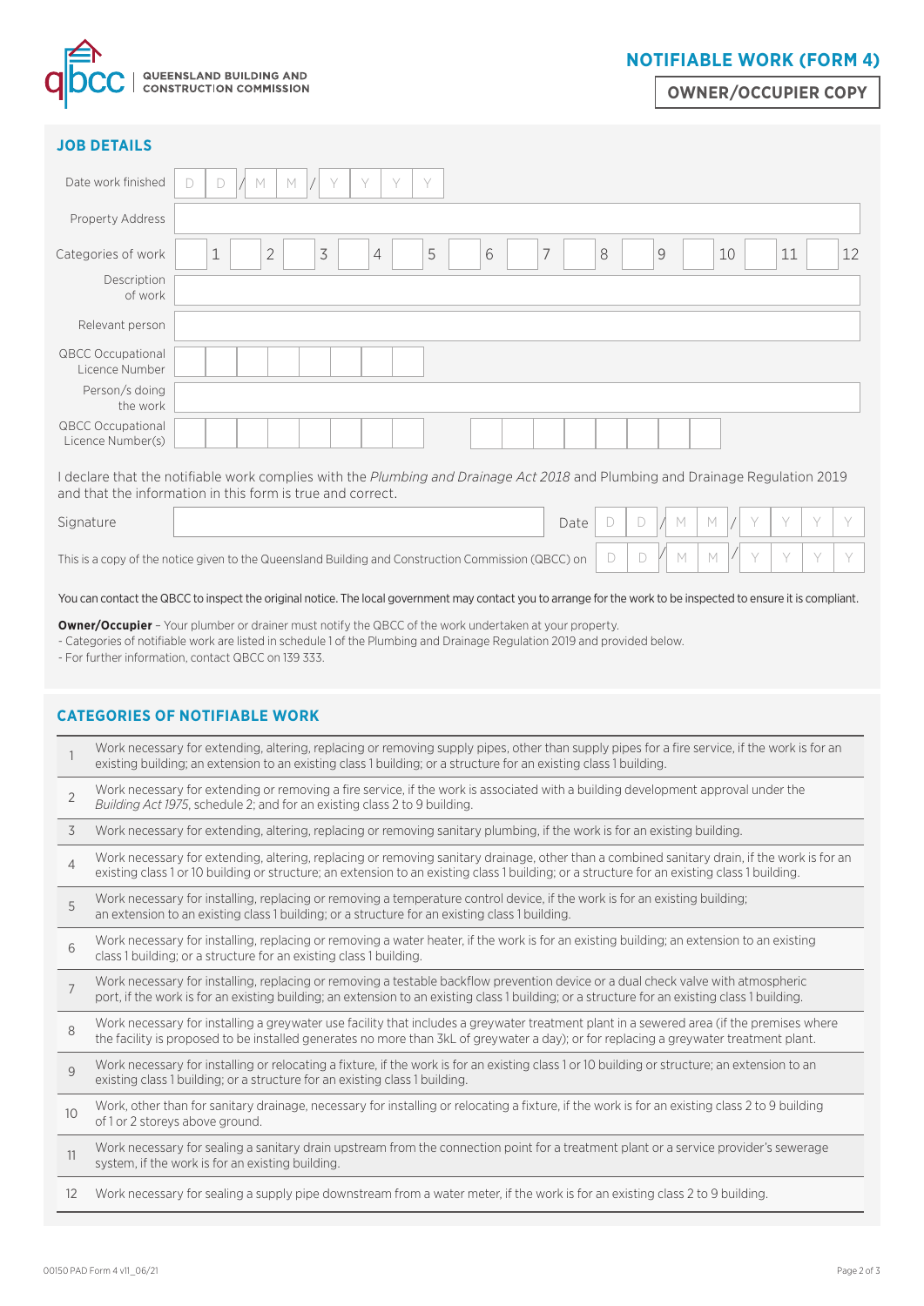QUEENSLAND BUILDING AND CONSTRUCTION COMMISSION

# NOTIFIABLE WORK (FORM 4)

**OWNER/OCCUPIER COPY**

## JOB DETAILS

| | |
|---|---|
| Date work finished | D D / M M / Y Y Y Y |
| Property Address | |
| Categories of work | ☐ 1 ☐ 2 ☐ 3 ☐ 4 ☐ 5 ☐ 6 ☐ 7 ☐ 8 ☐ 9 ☐ 10 ☐ 11 ☐ 12 |
| Description of work | |
| Relevant person | |
| QBCC Occupational Licence Number | |
| Person/s doing the work | |
| QBCC Occupational Licence Number(s) | |

I declare that the notifiable work complies with the *Plumbing and Drainage Act 2018* and Plumbing and Drainage Regulation 2019 and that the information in this form is true and correct.

Signature ______________________ Date D D / M M / Y Y Y Y

This is a copy of the notice given to the Queensland Building and Construction Commission (QBCC) on D D / M M / Y Y Y Y

You can contact the QBCC to inspect the original notice. The local government may contact you to arrange for the work to be inspected to ensure it is compliant.

**Owner/Occupier** – Your plumber or drainer must notify the QBCC of the work undertaken at your property.
- Categories of notifiable work are listed in schedule 1 of the Plumbing and Drainage Regulation 2019 and provided below.
- For further information, contact QBCC on 139 333.

## CATEGORIES OF NOTIFIABLE WORK

| | |
|---|---|
| 1 | Work necessary for extending, altering, replacing or removing supply pipes, other than supply pipes for a fire service, if the work is for an existing building; an extension to an existing class 1 building; or a structure for an existing class 1 building. |
| 2 | Work necessary for extending or removing a fire service, if the work is associated with a building development approval under the *Building Act 1975*, schedule 2; and for an existing class 2 to 9 building. |
| 3 | Work necessary for extending, altering, replacing or removing sanitary plumbing, if the work is for an existing building. |
| 4 | Work necessary for extending, altering, replacing or removing sanitary drainage, other than a combined sanitary drain, if the work is for an existing class 1 or 10 building or structure; an extension to an existing class 1 building; or a structure for an existing class 1 building. |
| 5 | Work necessary for installing, replacing or removing a temperature control device, if the work is for an existing building; an extension to an existing class 1 building; or a structure for an existing class 1 building. |
| 6 | Work necessary for installing, replacing or removing a water heater, if the work is for an existing building; an extension to an existing class 1 building; or a structure for an existing class 1 building. |
| 7 | Work necessary for installing, replacing or removing a testable backflow prevention device or a dual check valve with atmospheric port, if the work is for an existing building; an extension to an existing class 1 building; or a structure for an existing class 1 building. |
| 8 | Work necessary for installing a greywater use facility that includes a greywater treatment plant in a sewered area (if the premises where the facility is proposed to be installed generates no more than 3kL of greywater a day); or for replacing a greywater treatment plant. |
| 9 | Work necessary for installing or relocating a fixture, if the work is for an existing class 1 or 10 building or structure; an extension to an existing class 1 building; or a structure for an existing class 1 building. |
| 10 | Work, other than for sanitary drainage, necessary for installing or relocating a fixture, if the work is for an existing class 2 to 9 building of 1 or 2 storeys above ground. |
| 11 | Work necessary for sealing a sanitary drain upstream from the connection point for a treatment plant or a service provider's sewerage system, if the work is for an existing building. |
| 12 | Work necessary for sealing a supply pipe downstream from a water meter, if the work is for an existing class 2 to 9 building. |

00150 PAD Form 4 v11_06/21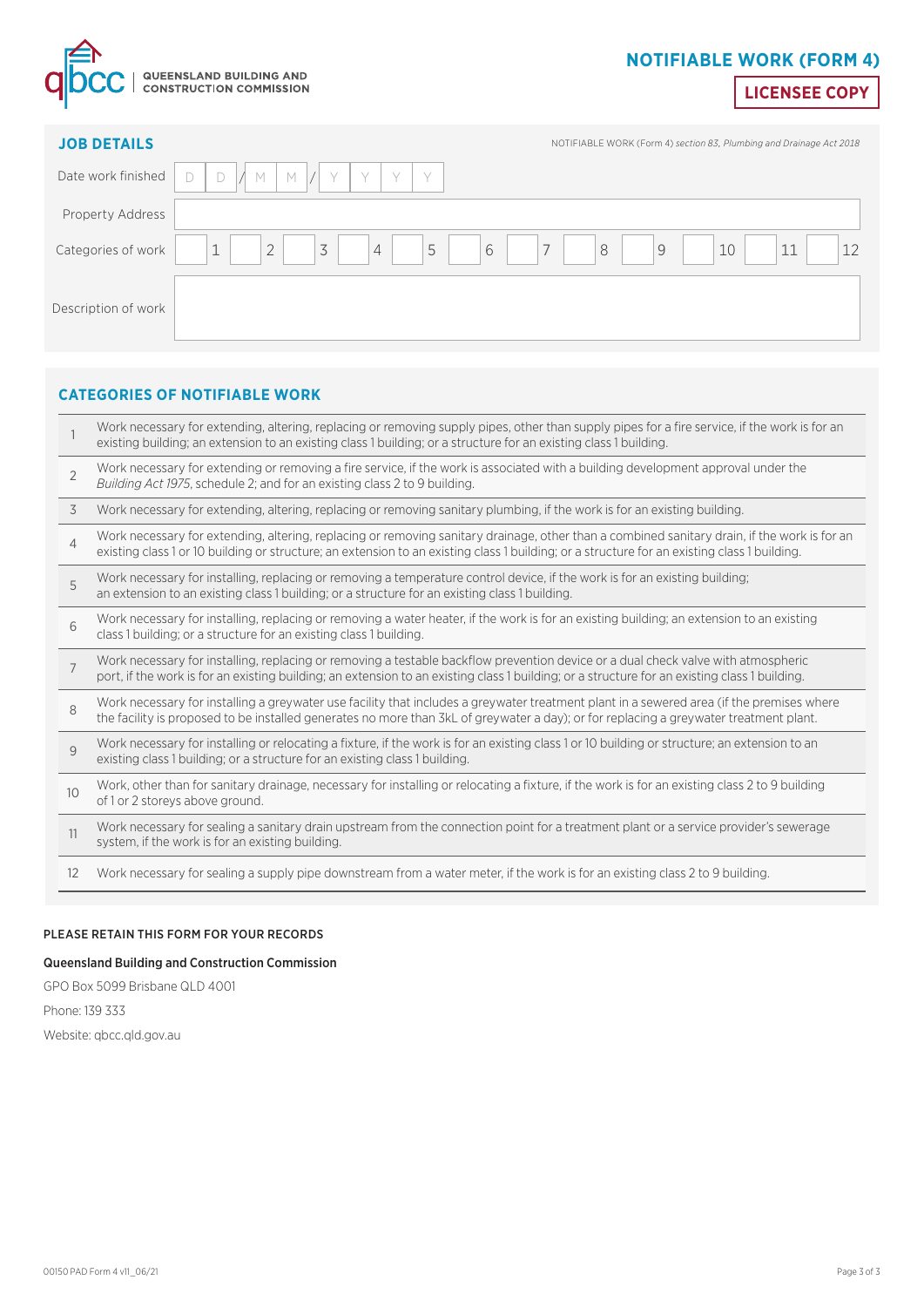QUEENSLAND BUILDING AND CONSTRUCTION COMMISSION

# NOTIFIABLE WORK (FORM 4)

**LICENSEE COPY**

## JOB DETAILS

NOTIFIABLE WORK (Form 4) *section 83, Plumbing and Drainage Act 2018*

| | |
|---|---|
| Date work finished | D D / M M / Y Y Y Y |
| Property Address | |
| Categories of work | ☐ 1 ☐ 2 ☐ 3 ☐ 4 ☐ 5 ☐ 6 ☐ 7 ☐ 8 ☐ 9 ☐ 10 ☐ 11 ☐ 12 |
| Description of work | |

## CATEGORIES OF NOTIFIABLE WORK

| | |
|---|---|
| 1 | Work necessary for extending, altering, replacing or removing supply pipes, other than supply pipes for a fire service, if the work is for an existing building; an extension to an existing class 1 building; or a structure for an existing class 1 building. |
| 2 | Work necessary for extending or removing a fire service, if the work is associated with a building development approval under the *Building Act 1975*, schedule 2; and for an existing class 2 to 9 building. |
| 3 | Work necessary for extending, altering, replacing or removing sanitary plumbing, if the work is for an existing building. |
| 4 | Work necessary for extending, altering, replacing or removing sanitary drainage, other than a combined sanitary drain, if the work is for an existing class 1 or 10 building or structure; an extension to an existing class 1 building; or a structure for an existing class 1 building. |
| 5 | Work necessary for installing, replacing or removing a temperature control device, if the work is for an existing building; an extension to an existing class 1 building; or a structure for an existing class 1 building. |
| 6 | Work necessary for installing, replacing or removing a water heater, if the work is for an existing building; an extension to an existing class 1 building; or a structure for an existing class 1 building. |
| 7 | Work necessary for installing, replacing or removing a testable backflow prevention device or a dual check valve with atmospheric port, if the work is for an existing building; an extension to an existing class 1 building; or a structure for an existing class 1 building. |
| 8 | Work necessary for installing a greywater use facility that includes a greywater treatment plant in a sewered area (if the premises where the facility is proposed to be installed generates no more than 3kL of greywater a day); or for replacing a greywater treatment plant. |
| 9 | Work necessary for installing or relocating a fixture, if the work is for an existing class 1 or 10 building or structure; an extension to an existing class 1 building; or a structure for an existing class 1 building. |
| 10 | Work, other than for sanitary drainage, necessary for installing or relocating a fixture, if the work is for an existing class 2 to 9 building of 1 or 2 storeys above ground. |
| 11 | Work necessary for sealing a sanitary drain upstream from the connection point for a treatment plant or a service provider's sewerage system, if the work is for an existing building. |
| 12 | Work necessary for sealing a supply pipe downstream from a water meter, if the work is for an existing class 2 to 9 building. |

**PLEASE RETAIN THIS FORM FOR YOUR RECORDS**

**Queensland Building and Construction Commission**

GPO Box 5099 Brisbane QLD 4001

Phone: 139 333

Website: qbcc.qld.gov.au

00150 PAD Form 4 v11_06/21